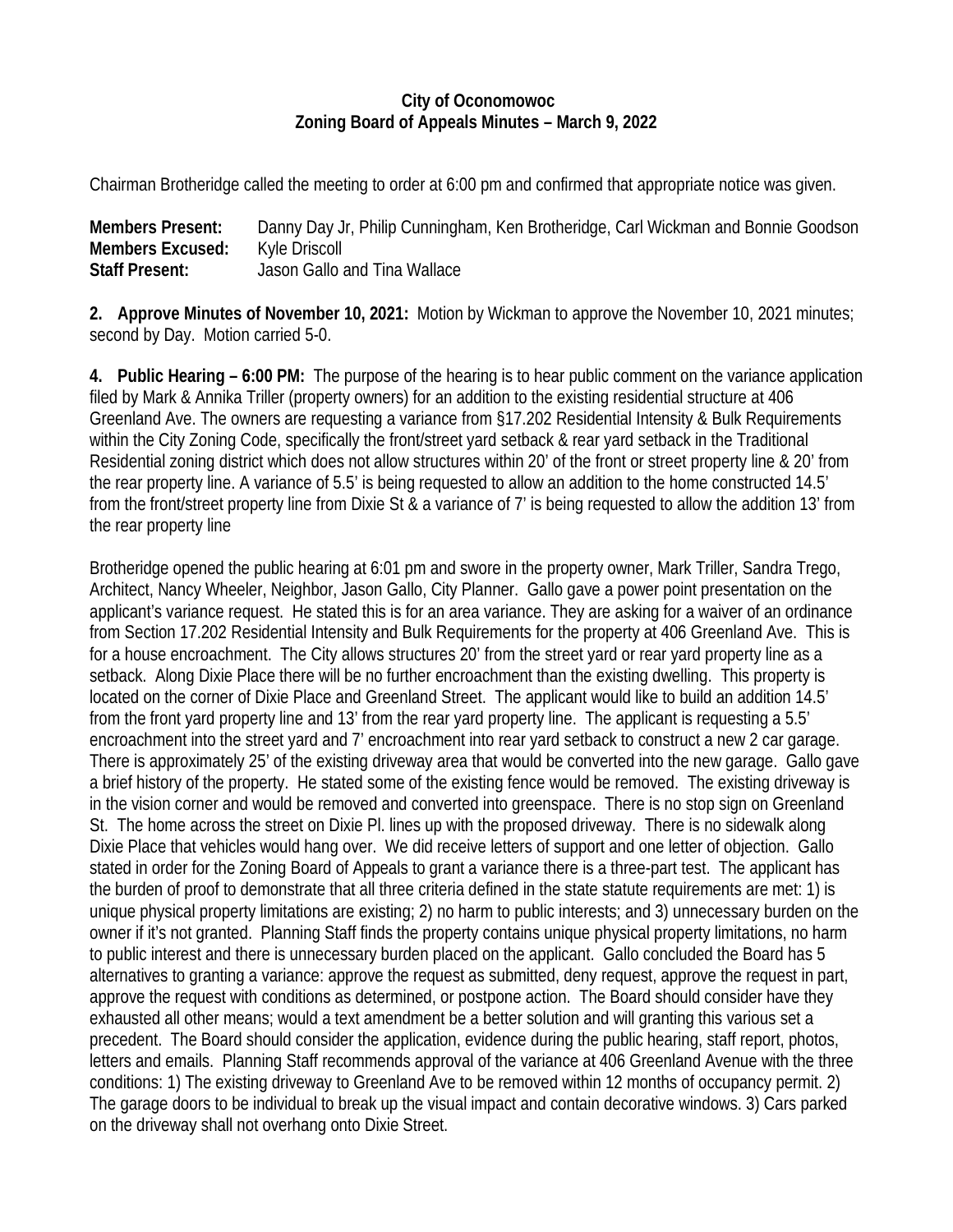**City of Oconomowoc**
**Zoning Board of Appeals Minutes – March 9, 2022**

Chairman Brotheridge called the meeting to order at 6:00 pm and confirmed that appropriate notice was given.

**Members Present:** Danny Day Jr, Philip Cunningham, Ken Brotheridge, Carl Wickman and Bonnie Goodson
**Members Excused:** Kyle Driscoll
**Staff Present:** Jason Gallo and Tina Wallace

**2. Approve Minutes of November 10, 2021:** Motion by Wickman to approve the November 10, 2021 minutes; second by Day. Motion carried 5-0.

**4. Public Hearing – 6:00 PM:** The purpose of the hearing is to hear public comment on the variance application filed by Mark & Annika Triller (property owners) for an addition to the existing residential structure at 406 Greenland Ave. The owners are requesting a variance from §17.202 Residential Intensity & Bulk Requirements within the City Zoning Code, specifically the front/street yard setback & rear yard setback in the Traditional Residential zoning district which does not allow structures within 20' of the front or street property line & 20' from the rear property line. A variance of 5.5' is being requested to allow an addition to the home constructed 14.5' from the front/street property line from Dixie St & a variance of 7' is being requested to allow the addition 13' from the rear property line

Brotheridge opened the public hearing at 6:01 pm and swore in the property owner, Mark Triller, Sandra Trego, Architect, Nancy Wheeler, Neighbor, Jason Gallo, City Planner. Gallo gave a power point presentation on the applicant's variance request. He stated this is for an area variance. They are asking for a waiver of an ordinance from Section 17.202 Residential Intensity and Bulk Requirements for the property at 406 Greenland Ave. This is for a house encroachment. The City allows structures 20' from the street yard or rear yard property line as a setback. Along Dixie Place there will be no further encroachment than the existing dwelling. This property is located on the corner of Dixie Place and Greenland Street. The applicant would like to build an addition 14.5' from the front yard property line and 13' from the rear yard property line. The applicant is requesting a 5.5' encroachment into the street yard and 7' encroachment into rear yard setback to construct a new 2 car garage. There is approximately 25' of the existing driveway area that would be converted into the new garage. Gallo gave a brief history of the property. He stated some of the existing fence would be removed. The existing driveway is in the vision corner and would be removed and converted into greenspace. There is no stop sign on Greenland St. The home across the street on Dixie Pl. lines up with the proposed driveway. There is no sidewalk along Dixie Place that vehicles would hang over. We did receive letters of support and one letter of objection. Gallo stated in order for the Zoning Board of Appeals to grant a variance there is a three-part test. The applicant has the burden of proof to demonstrate that all three criteria defined in the state statute requirements are met: 1) is unique physical property limitations are existing; 2) no harm to public interests; and 3) unnecessary burden on the owner if it's not granted. Planning Staff finds the property contains unique physical property limitations, no harm to public interest and there is unnecessary burden placed on the applicant. Gallo concluded the Board has 5 alternatives to granting a variance: approve the request as submitted, deny request, approve the request in part, approve the request with conditions as determined, or postpone action. The Board should consider have they exhausted all other means; would a text amendment be a better solution and will granting this various set a precedent. The Board should consider the application, evidence during the public hearing, staff report, photos, letters and emails. Planning Staff recommends approval of the variance at 406 Greenland Avenue with the three conditions: 1) The existing driveway to Greenland Ave to be removed within 12 months of occupancy permit. 2) The garage doors to be individual to break up the visual impact and contain decorative windows. 3) Cars parked on the driveway shall not overhang onto Dixie Street.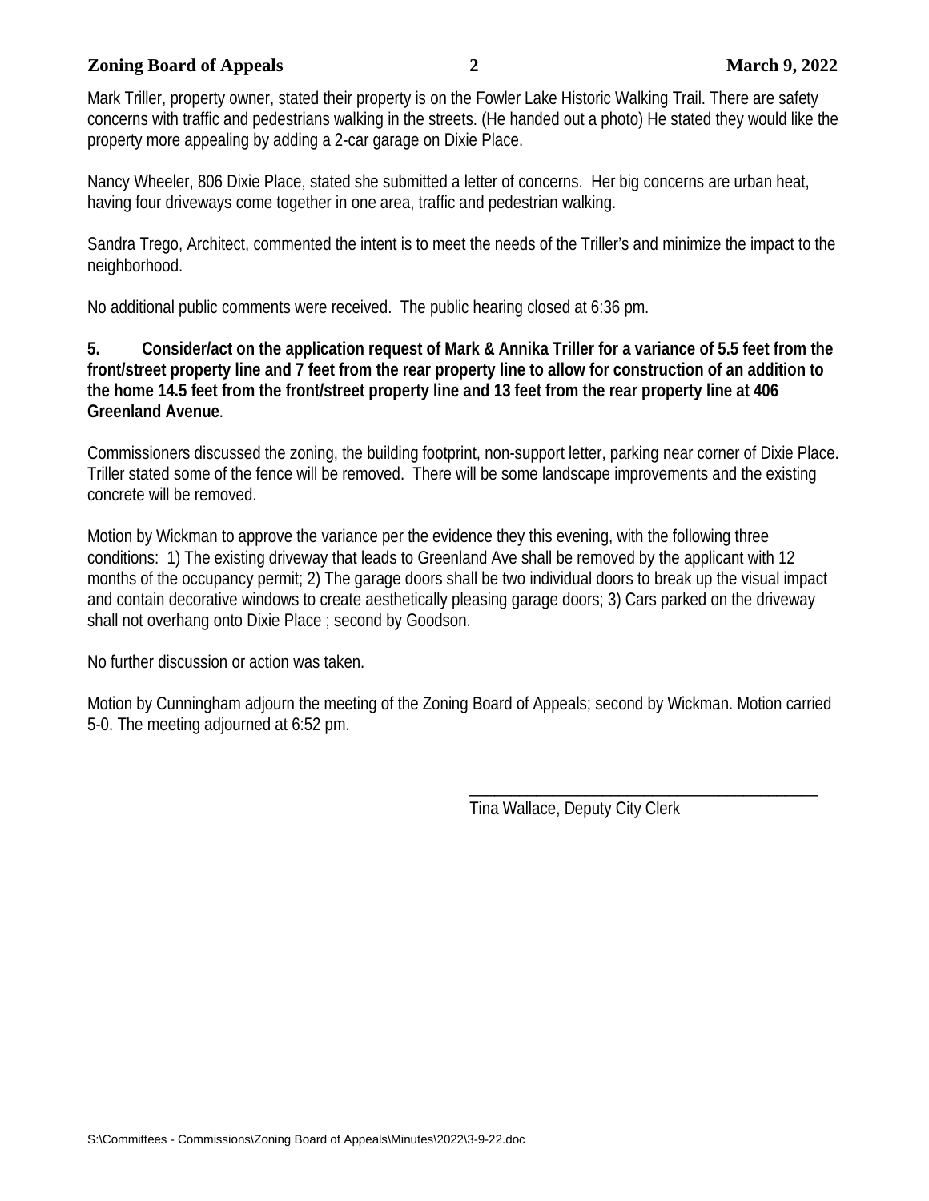Mark Triller, property owner, stated their property is on the Fowler Lake Historic Walking Trail. There are safety concerns with traffic and pedestrians walking in the streets. (He handed out a photo) He stated they would like the property more appealing by adding a 2-car garage on Dixie Place.

Nancy Wheeler, 806 Dixie Place, stated she submitted a letter of concerns. Her big concerns are urban heat, having four driveways come together in one area, traffic and pedestrian walking.

Sandra Trego, Architect, commented the intent is to meet the needs of the Triller's and minimize the impact to the neighborhood.

No additional public comments were received. The public hearing closed at 6:36 pm.

**5. Consider/act on the application request of Mark & Annika Triller for a variance of 5.5 feet from the front/street property line and 7 feet from the rear property line to allow for construction of an addition to the home 14.5 feet from the front/street property line and 13 feet from the rear property line at 406 Greenland Avenue**.

Commissioners discussed the zoning, the building footprint, non-support letter, parking near corner of Dixie Place. Triller stated some of the fence will be removed. There will be some landscape improvements and the existing concrete will be removed.

Motion by Wickman to approve the variance per the evidence they this evening, with the following three conditions: 1) The existing driveway that leads to Greenland Ave shall be removed by the applicant with 12 months of the occupancy permit; 2) The garage doors shall be two individual doors to break up the visual impact and contain decorative windows to create aesthetically pleasing garage doors; 3) Cars parked on the driveway shall not overhang onto Dixie Place ; second by Goodson.

No further discussion or action was taken.

Motion by Cunningham adjourn the meeting of the Zoning Board of Appeals; second by Wickman. Motion carried 5-0. The meeting adjourned at 6:52 pm.

\_\_\_\_\_\_\_\_\_\_\_\_\_\_\_\_\_\_\_\_\_\_\_\_\_\_\_\_\_\_\_\_\_\_\_\_\_\_\_\_

Tina Wallace, Deputy City Clerk

S:\Committees - Commissions\Zoning Board of Appeals\Minutes\2022\3-9-22.doc